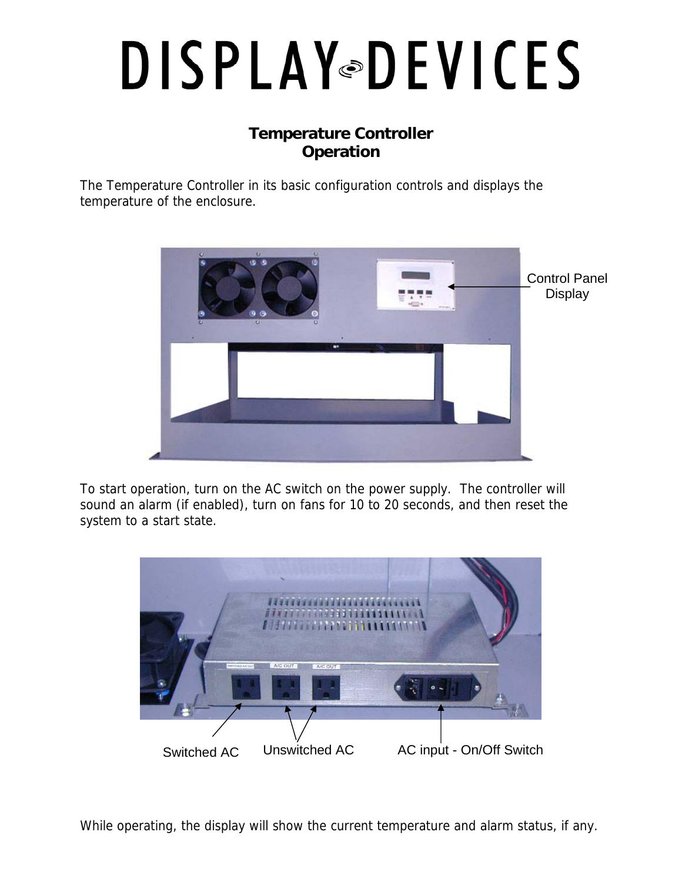# DISPLAY DEVICES

## Temperature Controller
## Operation

The Temperature Controller in its basic configuration controls and displays the temperature of the enclosure.

Control Panel Display

To start operation, turn on the AC switch on the power supply. The controller will sound an alarm (if enabled), turn on fans for 10 to 20 seconds, and then reset the system to a start state.

Switched AC | Unswitched AC | AC input - On/Off Switch

While operating, the display will show the current temperature and alarm status, if any.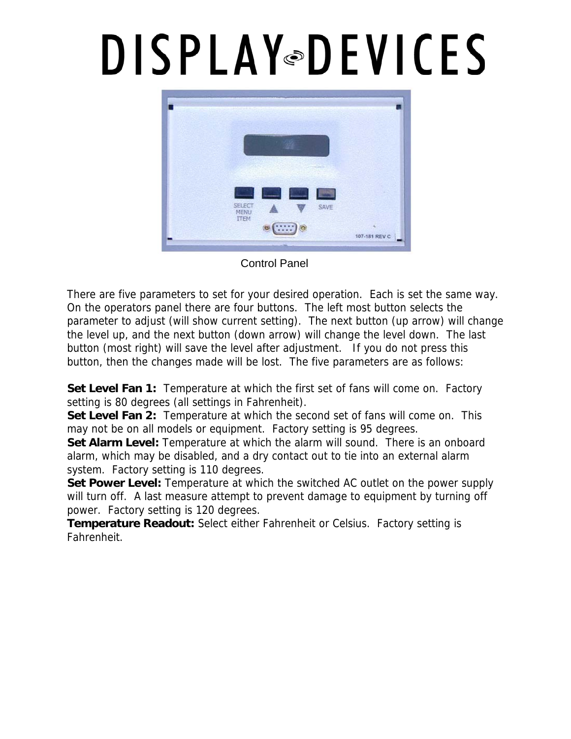# DISPLAY DEVICES

SELECT MENU ITEM

SAVE

107-181 REV C

Control Panel

There are five parameters to set for your desired operation. Each is set the same way. On the operators panel there are four buttons. The left most button selects the parameter to adjust (will show current setting). The next button (up arrow) will change the level up, and the next button (down arrow) will change the level down. The last button (most right) will save the level after adjustment. If you do not press this button, then the changes made will be lost. The five parameters are as follows:

**Set Level Fan 1:** Temperature at which the first set of fans will come on. Factory setting is 80 degrees (all settings in Fahrenheit).
**Set Level Fan 2:** Temperature at which the second set of fans will come on. This may not be on all models or equipment. Factory setting is 95 degrees.
**Set Alarm Level:** Temperature at which the alarm will sound. There is an onboard alarm, which may be disabled, and a dry contact out to tie into an external alarm system. Factory setting is 110 degrees.
**Set Power Level:** Temperature at which the switched AC outlet on the power supply will turn off. A last measure attempt to prevent damage to equipment by turning off power. Factory setting is 120 degrees.
**Temperature Readout:** Select either Fahrenheit or Celsius. Factory setting is Fahrenheit.